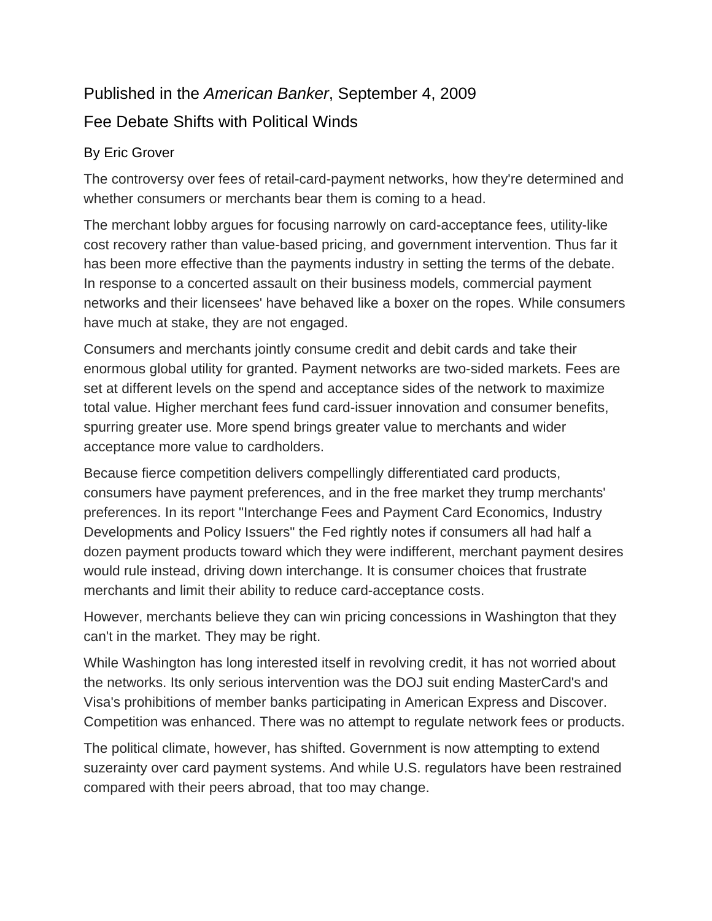Published in the *American Banker*, September 4, 2009

# Fee Debate Shifts with Political Winds

By Eric Grover

The controversy over fees of retail-card-payment networks, how they're determined and whether consumers or merchants bear them is coming to a head.

The merchant lobby argues for focusing narrowly on card-acceptance fees, utility-like cost recovery rather than value-based pricing, and government intervention. Thus far it has been more effective than the payments industry in setting the terms of the debate. In response to a concerted assault on their business models, commercial payment networks and their licensees' have behaved like a boxer on the ropes. While consumers have much at stake, they are not engaged.

Consumers and merchants jointly consume credit and debit cards and take their enormous global utility for granted. Payment networks are two-sided markets. Fees are set at different levels on the spend and acceptance sides of the network to maximize total value. Higher merchant fees fund card-issuer innovation and consumer benefits, spurring greater use. More spend brings greater value to merchants and wider acceptance more value to cardholders.

Because fierce competition delivers compellingly differentiated card products, consumers have payment preferences, and in the free market they trump merchants' preferences. In its report "Interchange Fees and Payment Card Economics, Industry Developments and Policy Issuers" the Fed rightly notes if consumers all had half a dozen payment products toward which they were indifferent, merchant payment desires would rule instead, driving down interchange. It is consumer choices that frustrate merchants and limit their ability to reduce card-acceptance costs.

However, merchants believe they can win pricing concessions in Washington that they can't in the market. They may be right.

While Washington has long interested itself in revolving credit, it has not worried about the networks. Its only serious intervention was the DOJ suit ending MasterCard's and Visa's prohibitions of member banks participating in American Express and Discover. Competition was enhanced. There was no attempt to regulate network fees or products.

The political climate, however, has shifted. Government is now attempting to extend suzerainty over card payment systems. And while U.S. regulators have been restrained compared with their peers abroad, that too may change.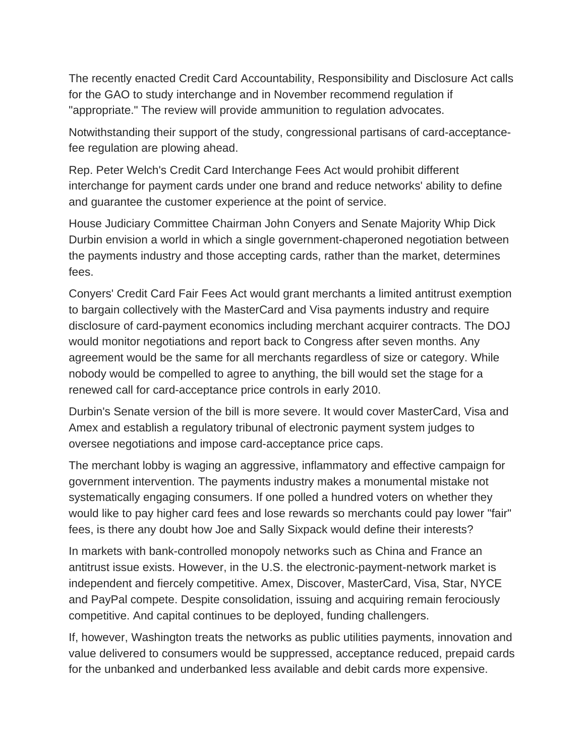The recently enacted Credit Card Accountability, Responsibility and Disclosure Act calls for the GAO to study interchange and in November recommend regulation if "appropriate." The review will provide ammunition to regulation advocates.

Notwithstanding their support of the study, congressional partisans of card-acceptance-fee regulation are plowing ahead.

Rep. Peter Welch's Credit Card Interchange Fees Act would prohibit different interchange for payment cards under one brand and reduce networks' ability to define and guarantee the customer experience at the point of service.

House Judiciary Committee Chairman John Conyers and Senate Majority Whip Dick Durbin envision a world in which a single government-chaperoned negotiation between the payments industry and those accepting cards, rather than the market, determines fees.

Conyers' Credit Card Fair Fees Act would grant merchants a limited antitrust exemption to bargain collectively with the MasterCard and Visa payments industry and require disclosure of card-payment economics including merchant acquirer contracts. The DOJ would monitor negotiations and report back to Congress after seven months. Any agreement would be the same for all merchants regardless of size or category. While nobody would be compelled to agree to anything, the bill would set the stage for a renewed call for card-acceptance price controls in early 2010.

Durbin's Senate version of the bill is more severe. It would cover MasterCard, Visa and Amex and establish a regulatory tribunal of electronic payment system judges to oversee negotiations and impose card-acceptance price caps.

The merchant lobby is waging an aggressive, inflammatory and effective campaign for government intervention. The payments industry makes a monumental mistake not systematically engaging consumers. If one polled a hundred voters on whether they would like to pay higher card fees and lose rewards so merchants could pay lower "fair" fees, is there any doubt how Joe and Sally Sixpack would define their interests?

In markets with bank-controlled monopoly networks such as China and France an antitrust issue exists. However, in the U.S. the electronic-payment-network market is independent and fiercely competitive. Amex, Discover, MasterCard, Visa, Star, NYCE and PayPal compete. Despite consolidation, issuing and acquiring remain ferociously competitive. And capital continues to be deployed, funding challengers.

If, however, Washington treats the networks as public utilities payments, innovation and value delivered to consumers would be suppressed, acceptance reduced, prepaid cards for the unbanked and underbanked less available and debit cards more expensive.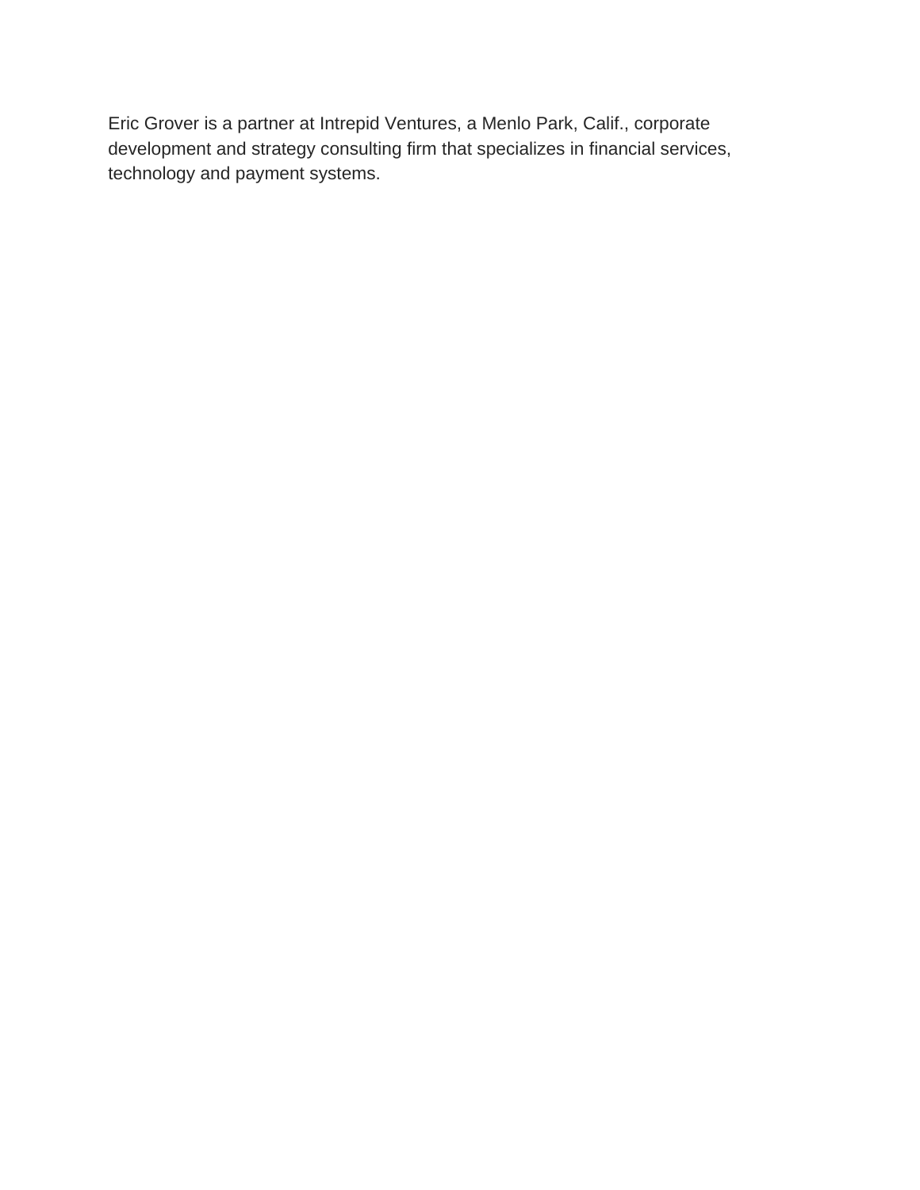Eric Grover is a partner at Intrepid Ventures, a Menlo Park, Calif., corporate development and strategy consulting firm that specializes in financial services, technology and payment systems.